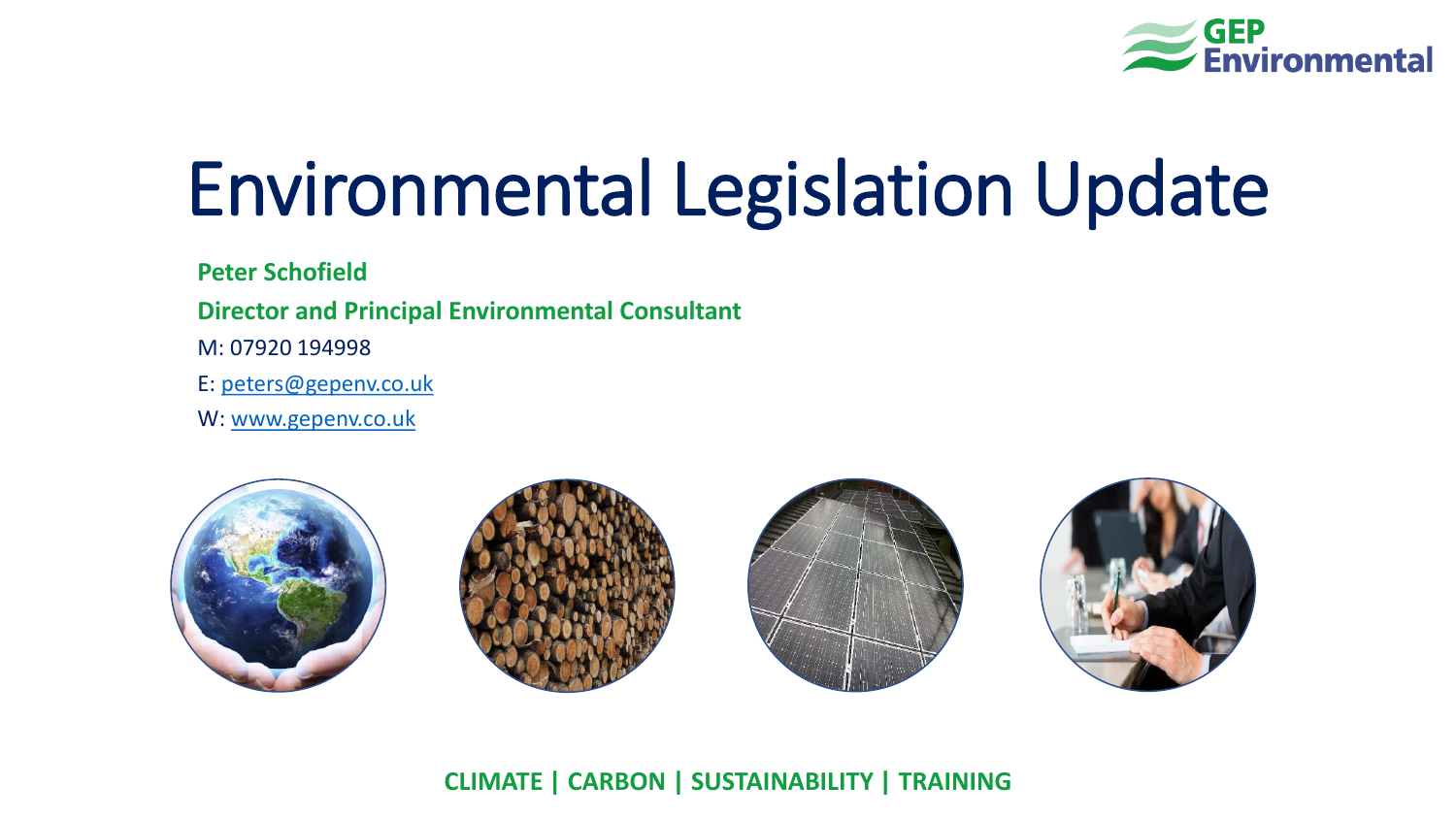GEP Environmental

# Environmental Legislation Update

**Peter Schofield**

**Director and Principal Environmental Consultant**

M: 07920 194998

E: peters@gepenv.co.uk

W: www.gepenv.co.uk

**CLIMATE | CARBON | SUSTAINABILITY | TRAINING**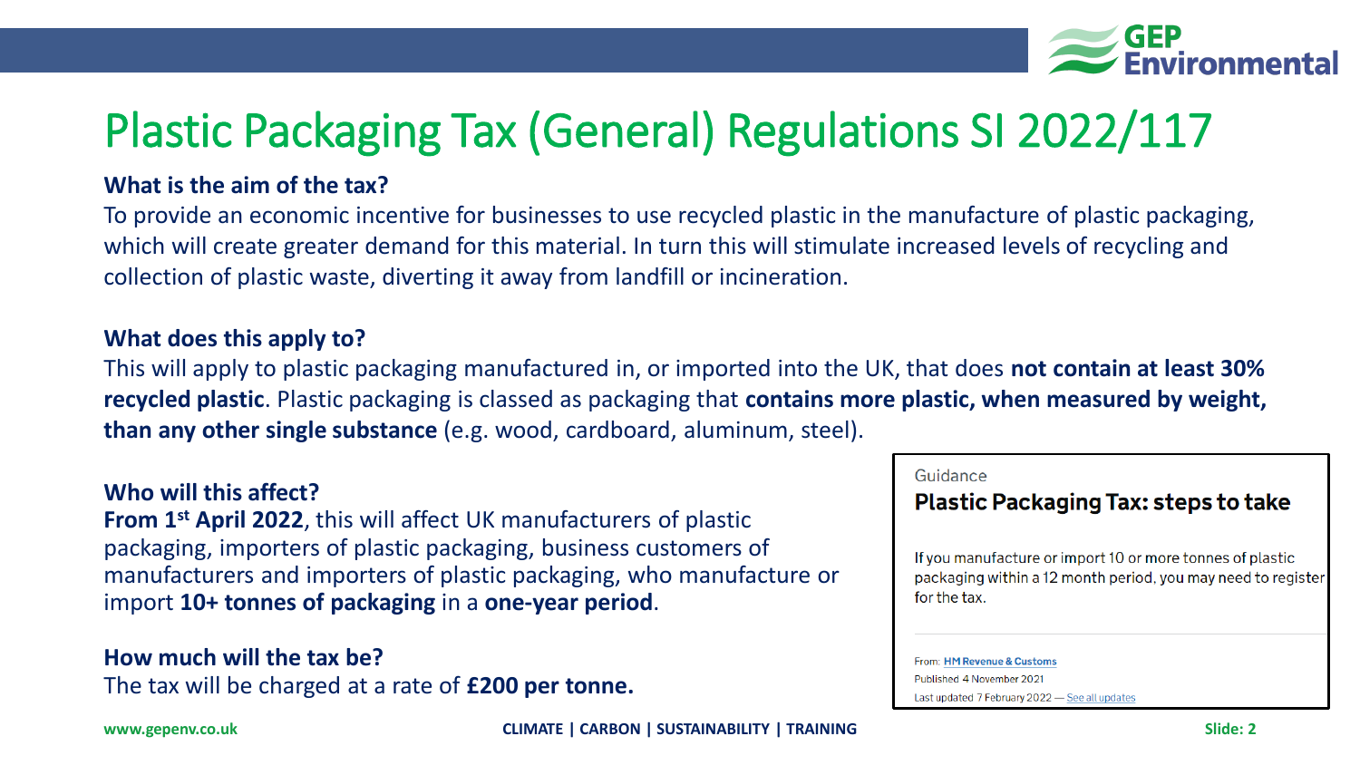# Plastic Packaging Tax (General) Regulations SI 2022/117

**What is the aim of the tax?**

To provide an economic incentive for businesses to use recycled plastic in the manufacture of plastic packaging, which will create greater demand for this material. In turn this will stimulate increased levels of recycling and collection of plastic waste, diverting it away from landfill or incineration.

**What does this apply to?**

This will apply to plastic packaging manufactured in, or imported into the UK, that does **not contain at least 30% recycled plastic**. Plastic packaging is classed as packaging that **contains more plastic, when measured by weight, than any other single substance** (e.g. wood, cardboard, aluminum, steel).

**Who will this affect?**

**From 1st April 2022**, this will affect UK manufacturers of plastic packaging, importers of plastic packaging, business customers of manufacturers and importers of plastic packaging, who manufacture or import **10+ tonnes of packaging** in a **one-year period**.

**How much will the tax be?**

The tax will be charged at a rate of **£200 per tonne.**

> Guidance
>
> **Plastic Packaging Tax: steps to take**
>
> If you manufacture or import 10 or more tonnes of plastic packaging within a 12 month period, you may need to register for the tax.
>
> From: HM Revenue & Customs
>
> Published 4 November 2021
>
> Last updated 7 February 2022 — See all updates

www.gepenv.co.uk

CLIMATE | CARBON | SUSTAINABILITY | TRAINING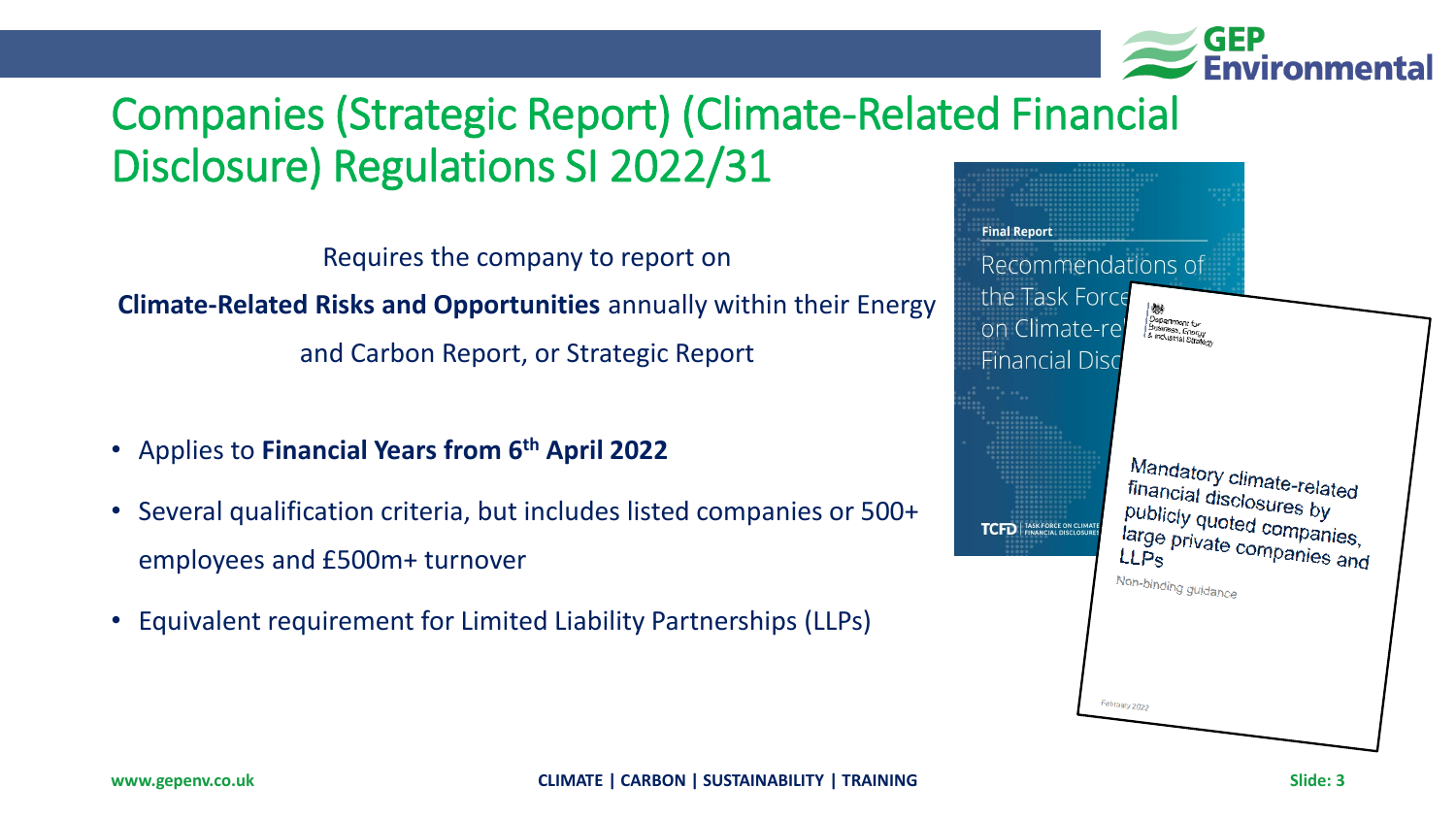# Companies (Strategic Report) (Climate-Related Financial Disclosure) Regulations SI 2022/31

Requires the company to report on

**Climate-Related Risks and Opportunities** annually within their Energy and Carbon Report, or Strategic Report

- Applies to **Financial Years from 6th April 2022**
- Several qualification criteria, but includes listed companies or 500+ employees and £500m+ turnover
- Equivalent requirement for Limited Liability Partnerships (LLPs)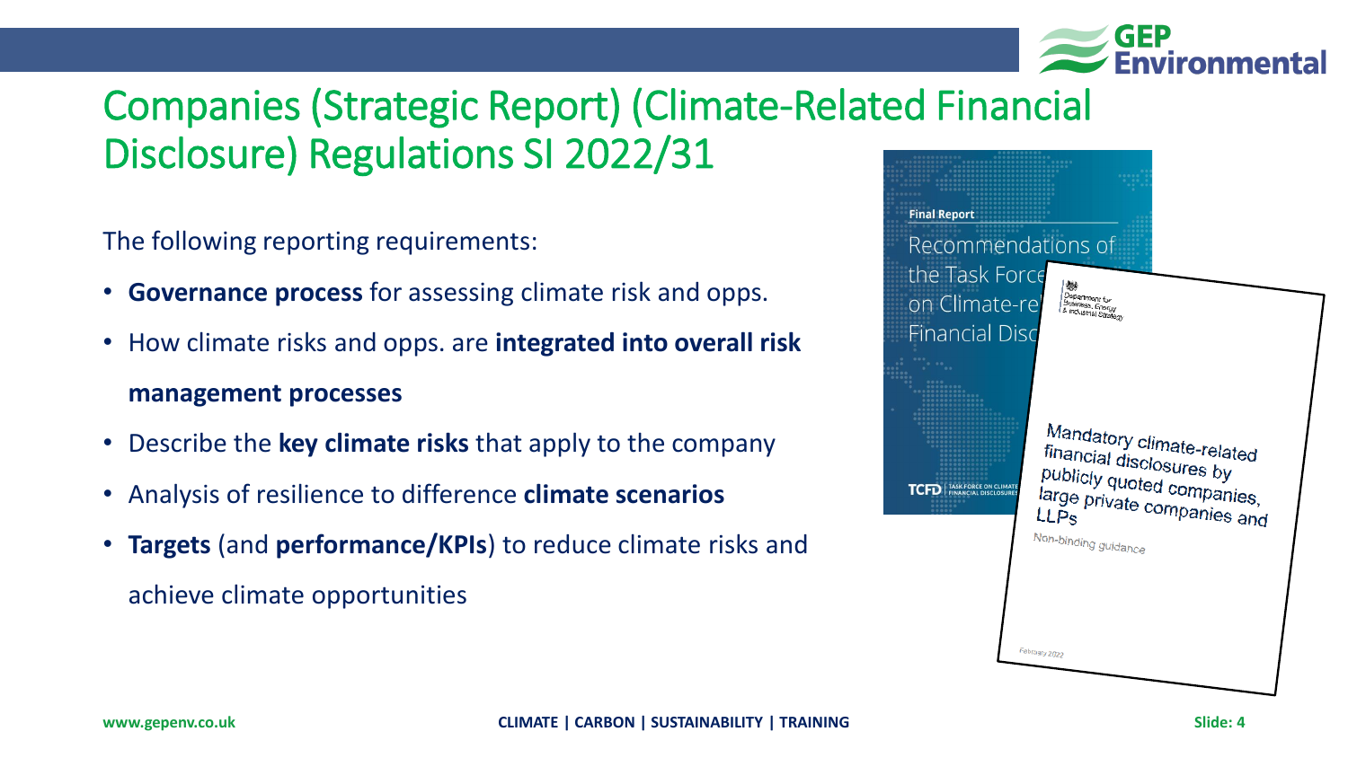# Companies (Strategic Report) (Climate-Related Financial Disclosure) Regulations SI 2022/31

The following reporting requirements:

- **Governance process** for assessing climate risk and opps.
- How climate risks and opps. are **integrated into overall risk management processes**
- Describe the **key climate risks** that apply to the company
- Analysis of resilience to difference **climate scenarios**
- **Targets** (and **performance/KPIs**) to reduce climate risks and achieve climate opportunities

Final Report

Recommendations of the Task Force on Climate-related Financial Disclosures

TCFD | TASK FORCE ON CLIMATE-RELATED FINANCIAL DISCLOSURES

Department for Business, Energy & Industrial Strategy

Mandatory climate-related financial disclosures by publicly quoted companies, large private companies and LLPs

Non-binding guidance

February 2022

www.gepenv.co.uk

CLIMATE | CARBON | SUSTAINABILITY | TRAINING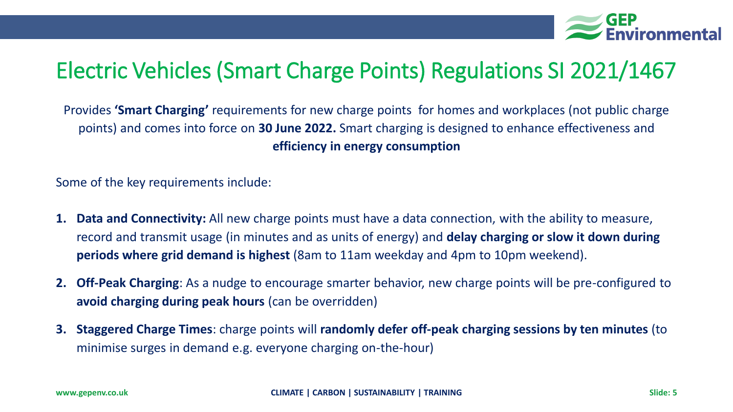# Electric Vehicles (Smart Charge Points) Regulations SI 2021/1467

Provides **'Smart Charging'** requirements for new charge points for homes and workplaces (not public charge points) and comes into force on **30 June 2022.** Smart charging is designed to enhance effectiveness and **efficiency in energy consumption**

Some of the key requirements include:

1. **Data and Connectivity:** All new charge points must have a data connection, with the ability to measure, record and transmit usage (in minutes and as units of energy) and **delay charging or slow it down during periods where grid demand is highest** (8am to 11am weekday and 4pm to 10pm weekend).
2. **Off-Peak Charging**: As a nudge to encourage smarter behavior, new charge points will be pre-configured to **avoid charging during peak hours** (can be overridden)
3. **Staggered Charge Times**: charge points will **randomly defer off-peak charging sessions by ten minutes** (to minimise surges in demand e.g. everyone charging on-the-hour)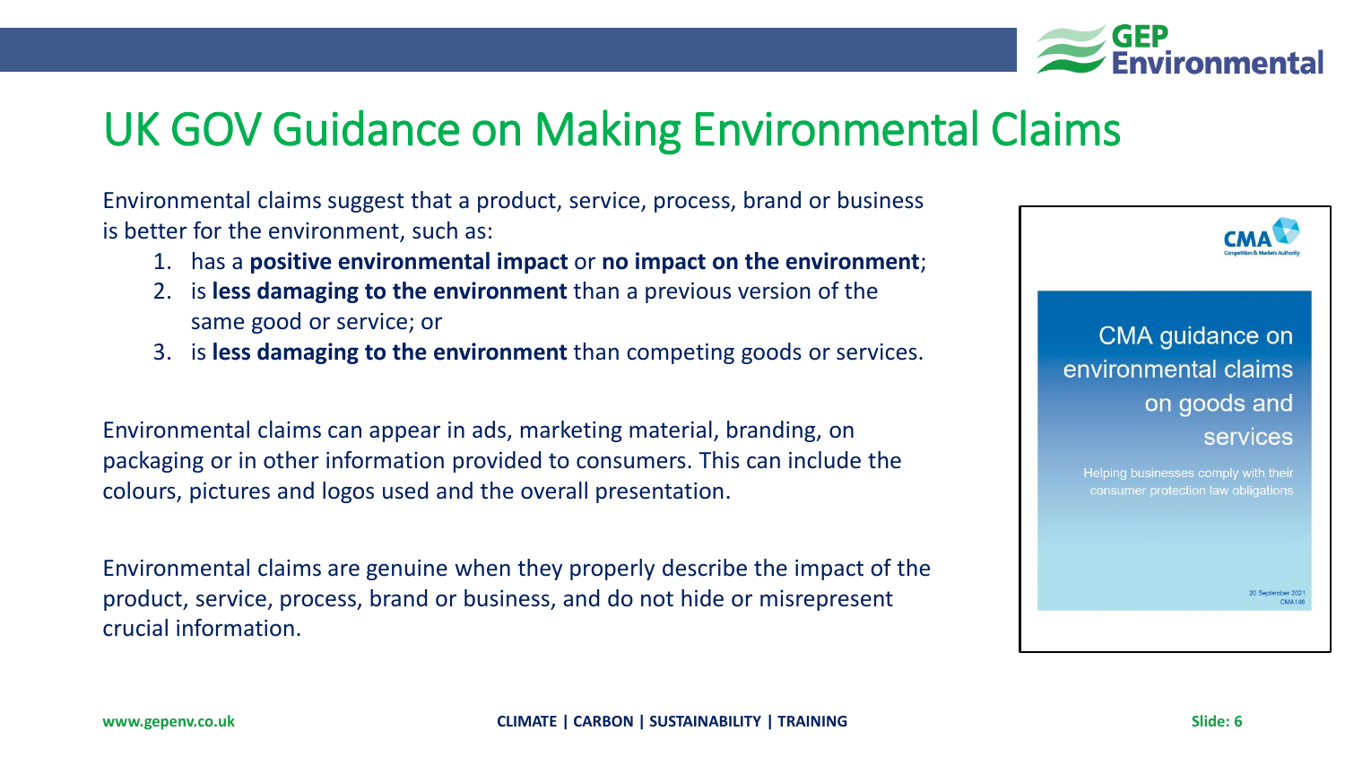# UK GOV Guidance on Making Environmental Claims

Environmental claims suggest that a product, service, process, brand or business is better for the environment, such as:

1. has a **positive environmental impact** or **no impact on the environment**;
2. is **less damaging to the environment** than a previous version of the same good or service; or
3. is **less damaging to the environment** than competing goods or services.

Environmental claims can appear in ads, marketing material, branding, on packaging or in other information provided to consumers. This can include the colours, pictures and logos used and the overall presentation.

Environmental claims are genuine when they properly describe the impact of the product, service, process, brand or business, and do not hide or misrepresent crucial information.

CMA
Competition & Markets Authority

CMA guidance on environmental claims on goods and services

Helping businesses comply with their consumer protection law obligations

20 September 2021
CMA146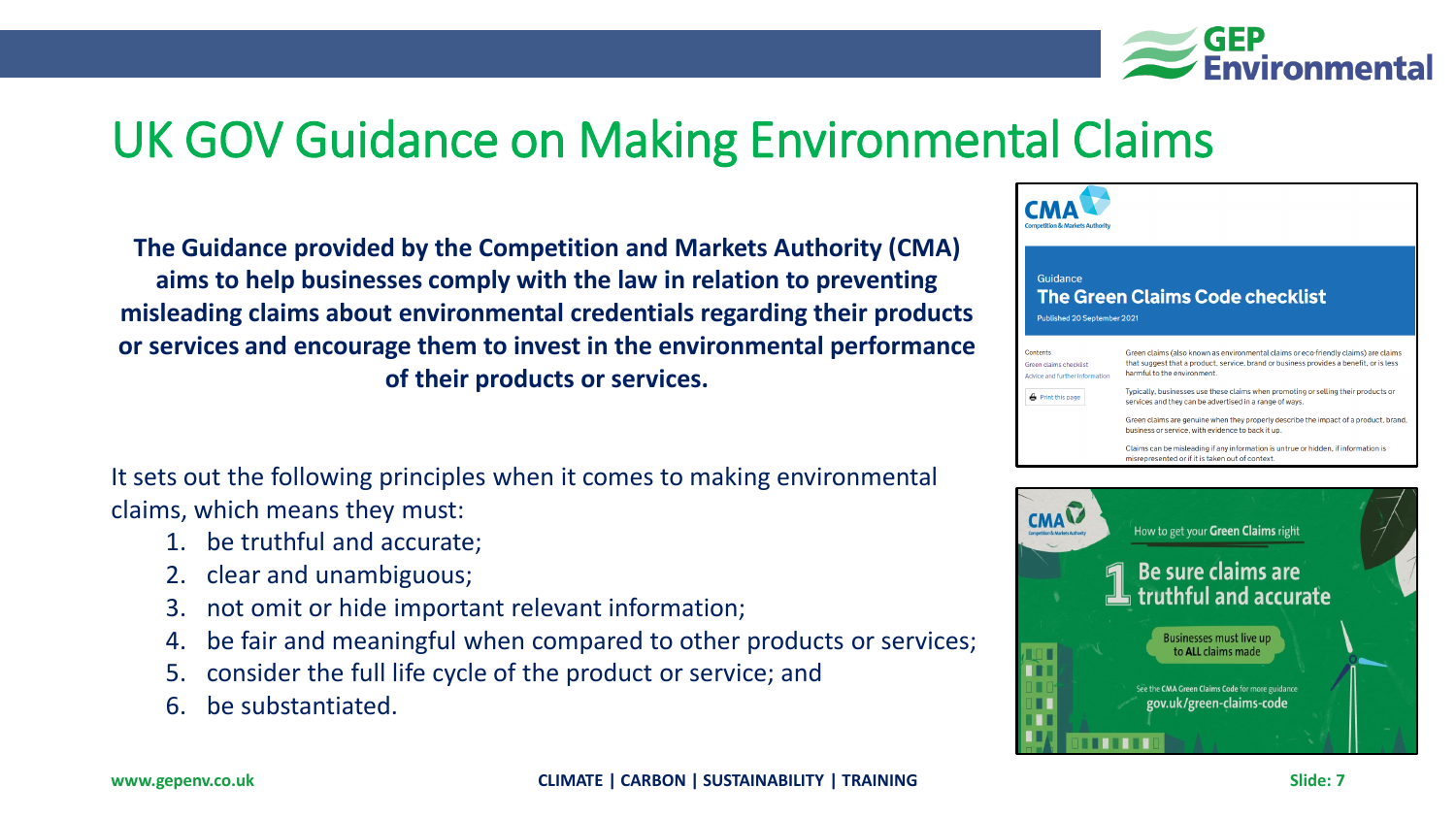# UK GOV Guidance on Making Environmental Claims

**The Guidance provided by the Competition and Markets Authority (CMA) aims to help businesses comply with the law in relation to preventing misleading claims about environmental credentials regarding their products or services and encourage them to invest in the environmental performance of their products or services.**

It sets out the following principles when it comes to making environmental claims, which means they must:

1. be truthful and accurate;
2. clear and unambiguous;
3. not omit or hide important relevant information;
4. be fair and meaningful when compared to other products or services;
5. consider the full life cycle of the product or service; and
6. be substantiated.

CMA Competition & Markets Authority

Guidance

**The Green Claims Code checklist**

Published 20 September 2021

Contents
Green claims checklist
Advice and further information

Print this page

Green claims (also known as environmental claims or eco-friendly claims) are claims that suggest that a product, service, brand or business provides a benefit, or is less harmful to the environment.

Typically, businesses use these claims when promoting or selling their products or services and they can be advertised in a range of ways.

Green claims are genuine when they properly describe the impact of a product, brand, business or service, with evidence to back it up.

Claims can be misleading if any information is untrue or hidden, if information is misrepresented or if it is taken out of context.

CMA Competition & Markets Authority

How to get your **Green Claims** right

1 Be sure claims are truthful and accurate

Businesses must live up to **ALL** claims made

See the **CMA Green Claims Code** for more guidance
gov.uk/green-claims-code

www.gepenv.co.uk | CLIMATE | CARBON | SUSTAINABILITY | TRAINING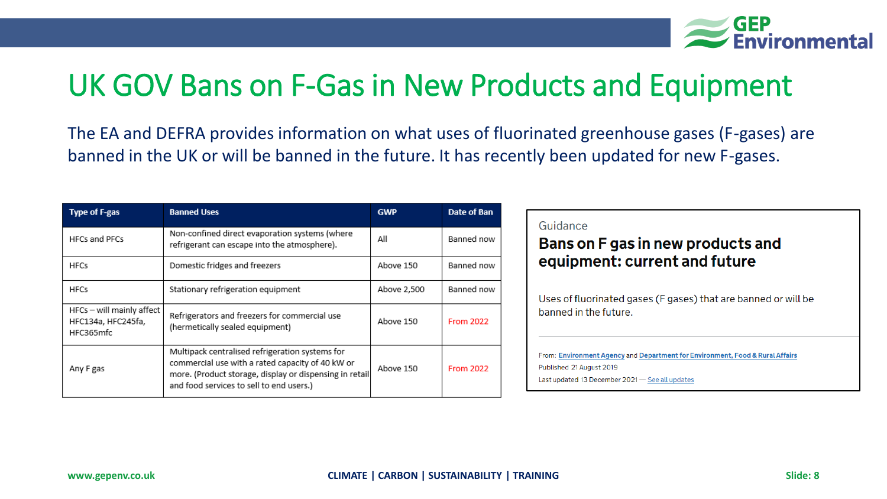# UK GOV Bans on F-Gas in New Products and Equipment

The EA and DEFRA provides information on what uses of fluorinated greenhouse gases (F-gases) are banned in the UK or will be banned in the future. It has recently been updated for new F-gases.

| Type of F-gas | Banned Uses | GWP | Date of Ban |
| --- | --- | --- | --- |
| HFCs and PFCs | Non-confined direct evaporation systems (where refrigerant can escape into the atmosphere). | All | Banned now |
| HFCs | Domestic fridges and freezers | Above 150 | Banned now |
| HFCs | Stationary refrigeration equipment | Above 2,500 | Banned now |
| HFCs – will mainly affect HFC134a, HFC245fa, HFC365mfc | Refrigerators and freezers for commercial use (hermetically sealed equipment) | Above 150 | From 2022 |
| Any F gas | Multipack centralised refrigeration systems for commercial use with a rated capacity of 40 kW or more. (Product storage, display or dispensing in retail and food services to sell to end users.) | Above 150 | From 2022 |

Guidance

**Bans on F gas in new products and equipment: current and future**

Uses of fluorinated gases (F gases) that are banned or will be banned in the future.

From: Environment Agency and Department for Environment, Food & Rural Affairs
Published 21 August 2019
Last updated 13 December 2021 — See all updates

www.gepenv.co.uk | CLIMATE | CARBON | SUSTAINABILITY | TRAINING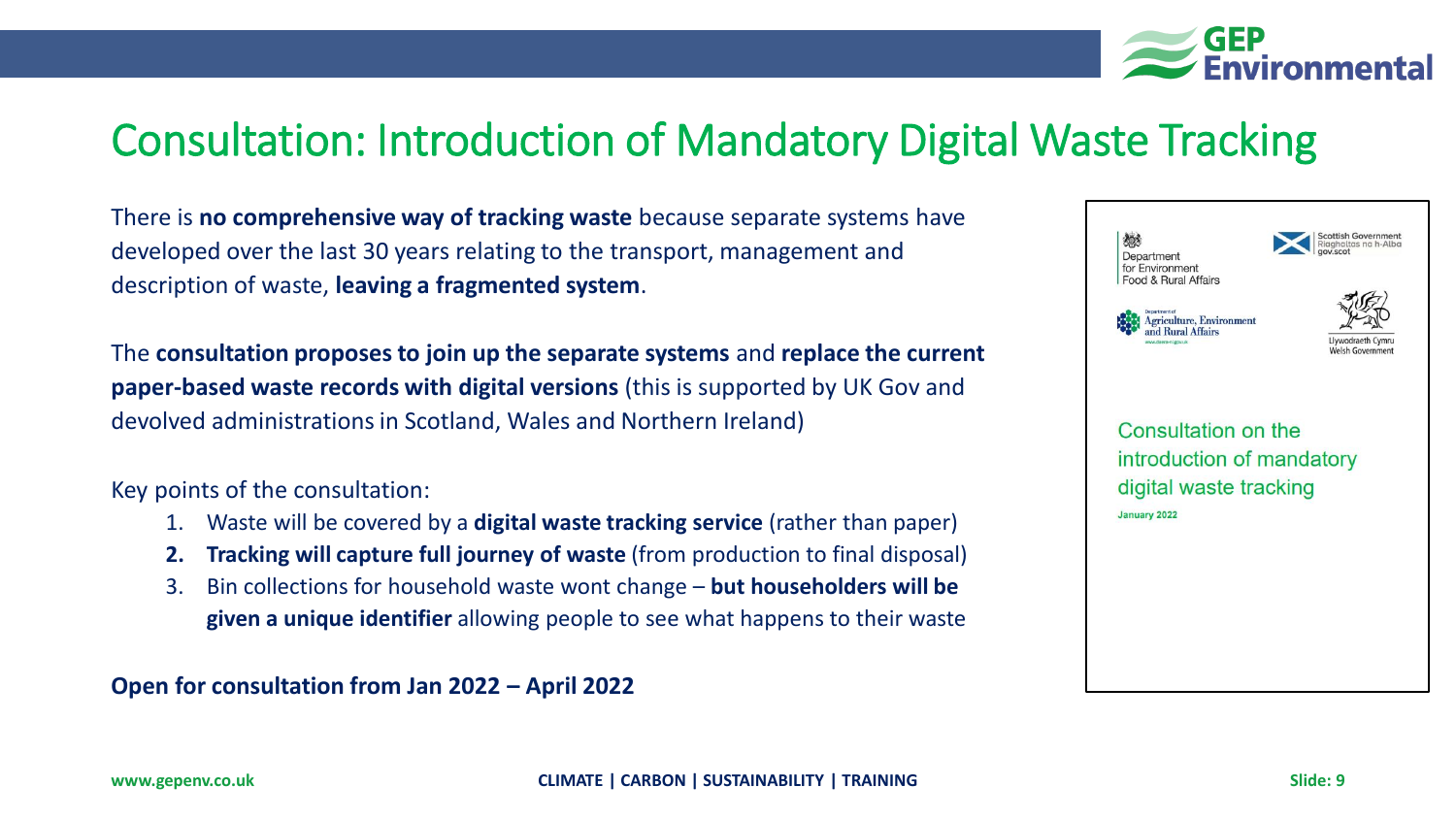# Consultation: Introduction of Mandatory Digital Waste Tracking

There is **no comprehensive way of tracking waste** because separate systems have developed over the last 30 years relating to the transport, management and description of waste, **leaving a fragmented system**.

The **consultation proposes to join up the separate systems** and **replace the current paper-based waste records with digital versions** (this is supported by UK Gov and devolved administrations in Scotland, Wales and Northern Ireland)

Key points of the consultation:

1. Waste will be covered by a **digital waste tracking service** (rather than paper)
2. **Tracking will capture full journey of waste** (from production to final disposal)
3. Bin collections for household waste wont change – **but householders will be given a unique identifier** allowing people to see what happens to their waste

**Open for consultation from Jan 2022 – April 2022**

Department for Environment Food & Rural Affairs

Scottish Government
Riaghaltas na h-Alba
gov.scot

Department of Agriculture, Environment and Rural Affairs

Llywodraeth Cymru
Welsh Government

Consultation on the introduction of mandatory digital waste tracking

January 2022

www.gepenv.co.uk

CLIMATE | CARBON | SUSTAINABILITY | TRAINING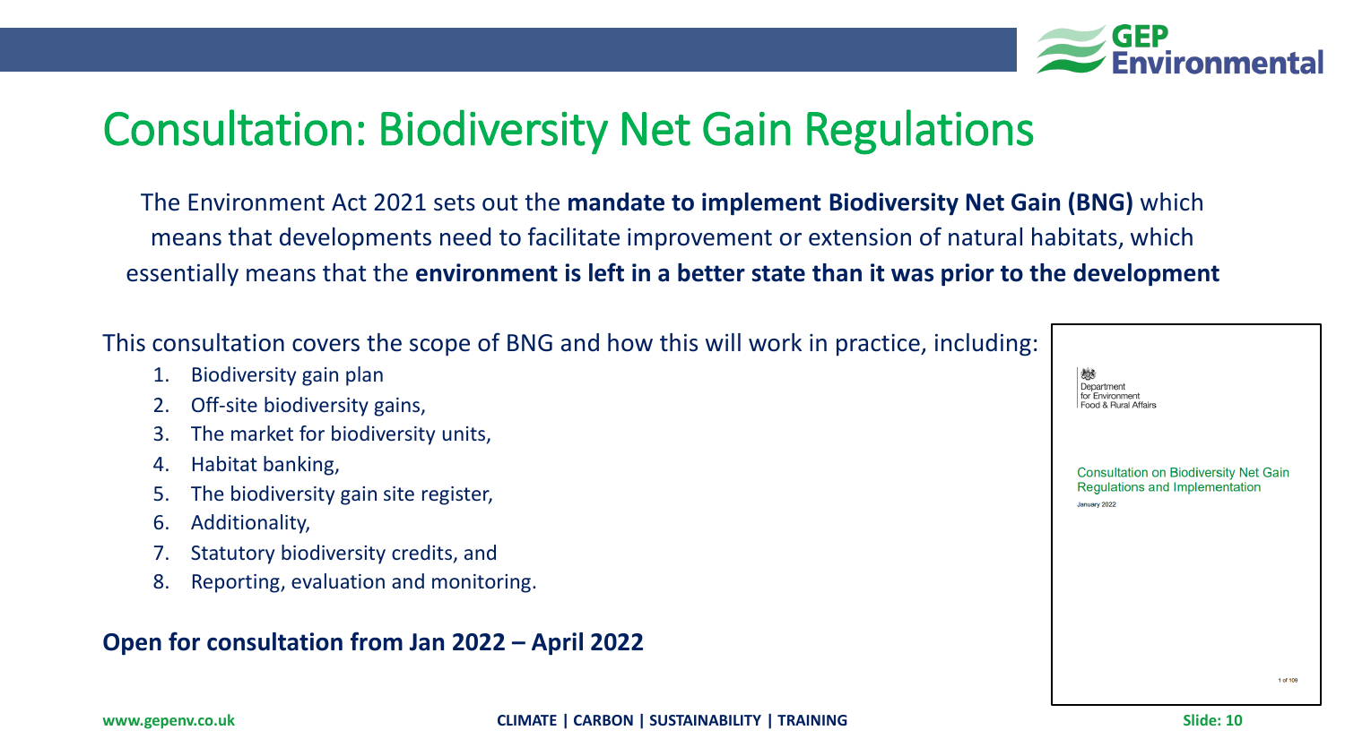# Consultation: Biodiversity Net Gain Regulations

The Environment Act 2021 sets out the **mandate to implement Biodiversity Net Gain (BNG)** which means that developments need to facilitate improvement or extension of natural habitats, which essentially means that the **environment is left in a better state than it was prior to the development**

This consultation covers the scope of BNG and how this will work in practice, including:

1. Biodiversity gain plan
2. Off-site biodiversity gains,
3. The market for biodiversity units,
4. Habitat banking,
5. The biodiversity gain site register,
6. Additionality,
7. Statutory biodiversity credits, and
8. Reporting, evaluation and monitoring.

**Open for consultation from Jan 2022 – April 2022**

Department for Environment Food & Rural Affairs

Consultation on Biodiversity Net Gain Regulations and Implementation

January 2022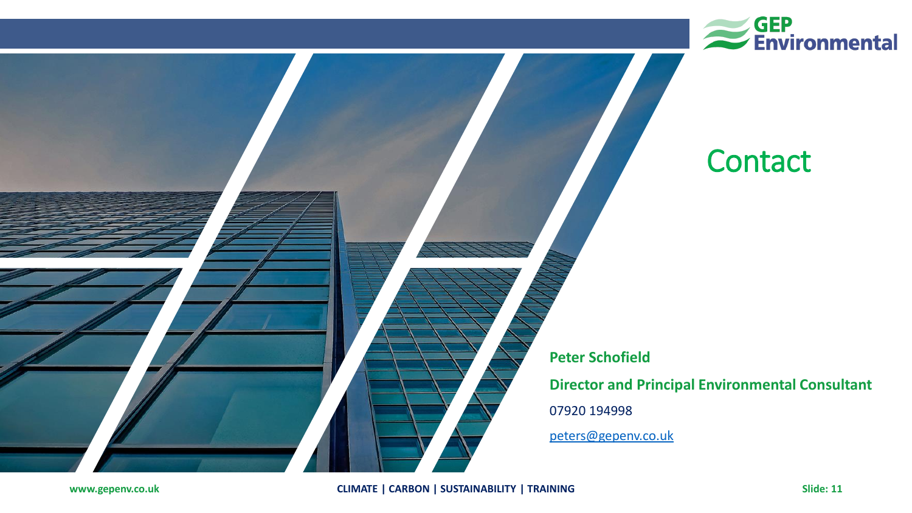# Contact

**Peter Schofield**

**Director and Principal Environmental Consultant**

07920 194998

peters@gepenv.co.uk